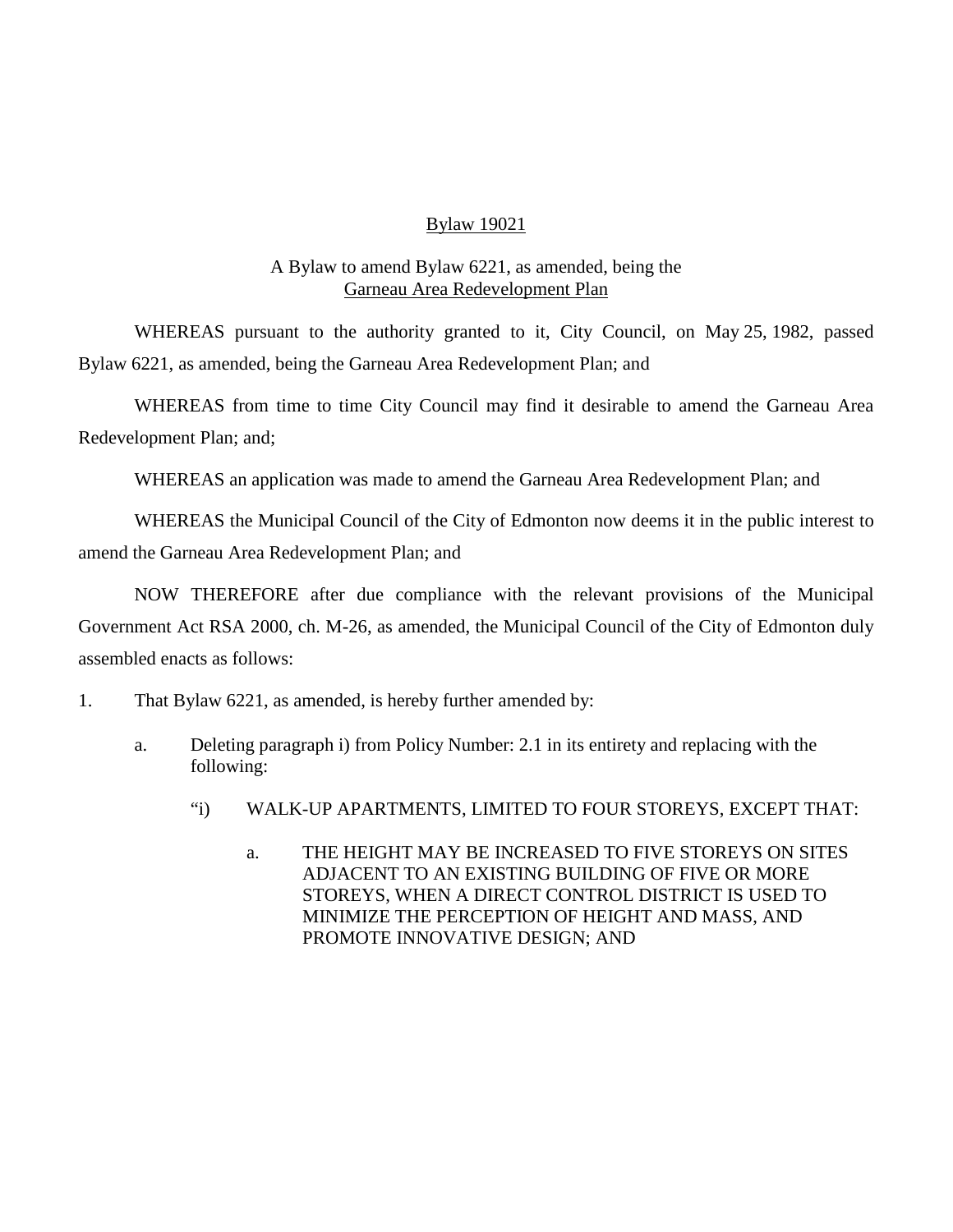Bylaw 19021

A Bylaw to amend Bylaw 6221, as amended, being the Garneau Area Redevelopment Plan

WHEREAS pursuant to the authority granted to it, City Council, on May 25, 1982, passed Bylaw 6221, as amended, being the Garneau Area Redevelopment Plan; and

WHEREAS from time to time City Council may find it desirable to amend the Garneau Area Redevelopment Plan; and;

WHEREAS an application was made to amend the Garneau Area Redevelopment Plan; and

WHEREAS the Municipal Council of the City of Edmonton now deems it in the public interest to amend the Garneau Area Redevelopment Plan; and

NOW THEREFORE after due compliance with the relevant provisions of the Municipal Government Act RSA 2000, ch. M-26, as amended, the Municipal Council of the City of Edmonton duly assembled enacts as follows:

1. That Bylaw 6221, as amended, is hereby further amended by:

   a. Deleting paragraph i) from Policy Number: 2.1 in its entirety and replacing with the following:

      "i) WALK-UP APARTMENTS, LIMITED TO FOUR STOREYS, EXCEPT THAT:

         a. THE HEIGHT MAY BE INCREASED TO FIVE STOREYS ON SITES ADJACENT TO AN EXISTING BUILDING OF FIVE OR MORE STOREYS, WHEN A DIRECT CONTROL DISTRICT IS USED TO MINIMIZE THE PERCEPTION OF HEIGHT AND MASS, AND PROMOTE INNOVATIVE DESIGN; AND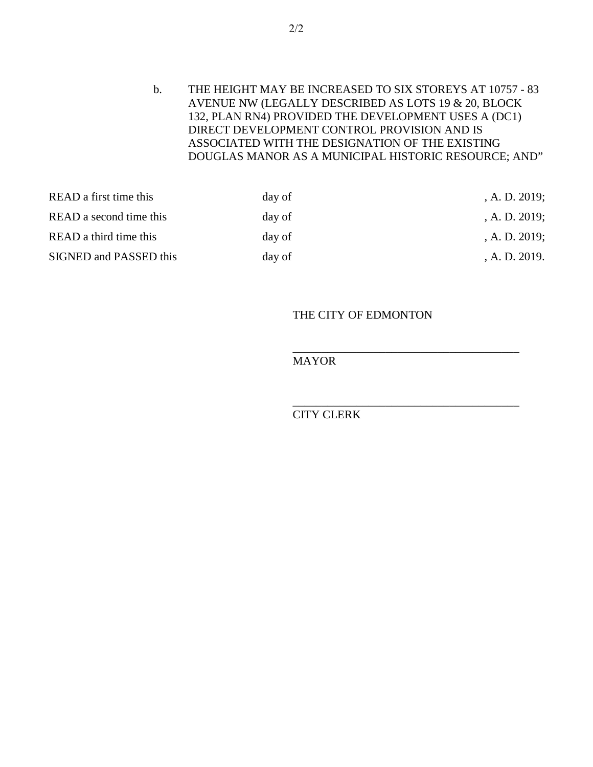b. THE HEIGHT MAY BE INCREASED TO SIX STOREYS AT 10757 - 83 AVENUE NW (LEGALLY DESCRIBED AS LOTS 19 & 20, BLOCK 132, PLAN RN4) PROVIDED THE DEVELOPMENT USES A (DC1) DIRECT DEVELOPMENT CONTROL PROVISION AND IS ASSOCIATED WITH THE DESIGNATION OF THE EXISTING DOUGLAS MANOR AS A MUNICIPAL HISTORIC RESOURCE; AND"

| | | |
|---|---|---|
| READ a first time this | day of | , A. D. 2019; |
| READ a second time this | day of | , A. D. 2019; |
| READ a third time this | day of | , A. D. 2019; |
| SIGNED and PASSED this | day of | , A. D. 2019. |

THE CITY OF EDMONTON

_______________________________________
MAYOR

_______________________________________
CITY CLERK